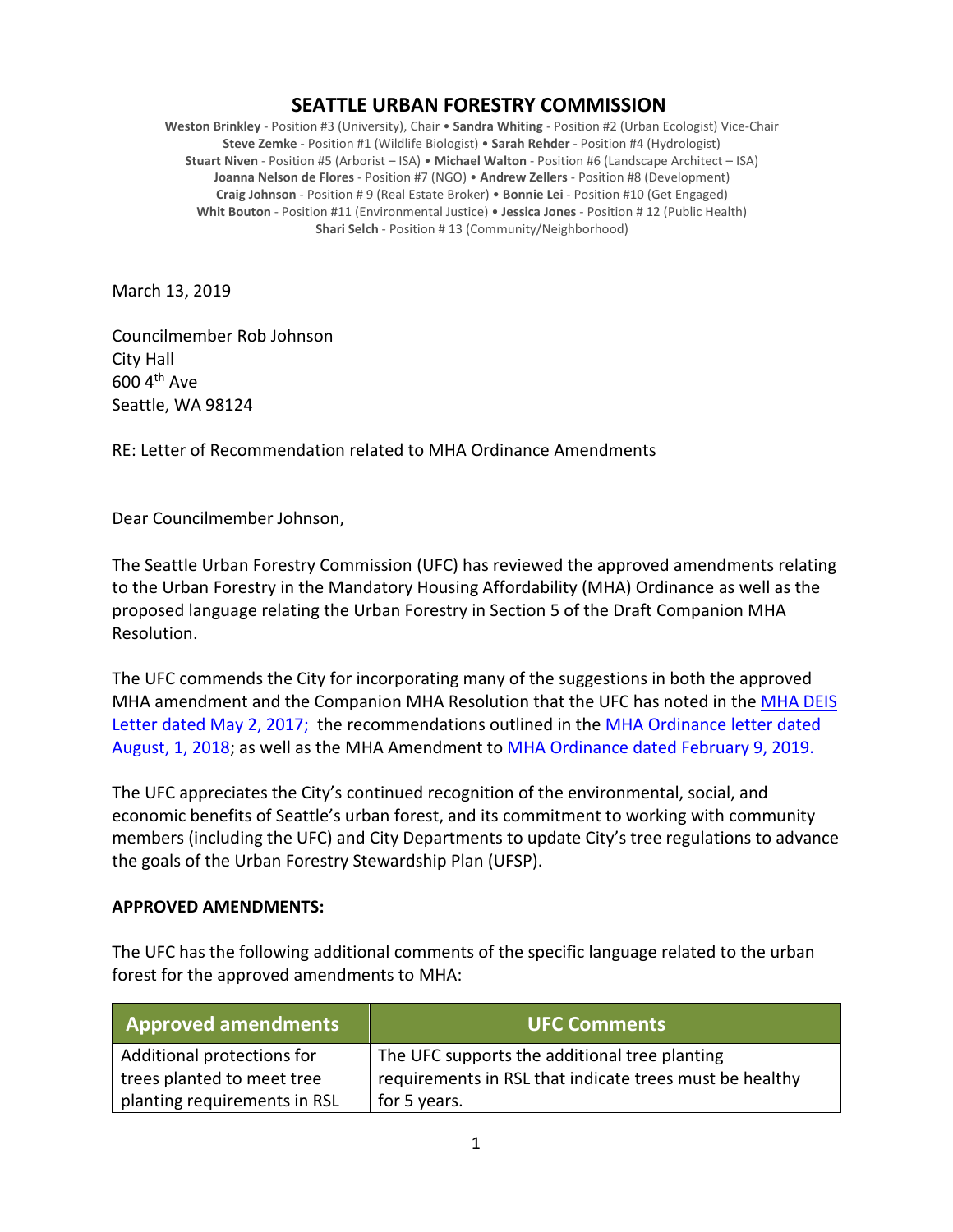# SEATTLE URBAN FORESTRY COMMISSION

**Weston Brinkley** - Position #3 (University), Chair • **Sandra Whiting** - Position #2 (Urban Ecologist) Vice-Chair
**Steve Zemke** - Position #1 (Wildlife Biologist) • **Sarah Rehder** - Position #4 (Hydrologist)
**Stuart Niven** - Position #5 (Arborist – ISA) • **Michael Walton** - Position #6 (Landscape Architect – ISA)
**Joanna Nelson de Flores** - Position #7 (NGO) • **Andrew Zellers** - Position #8 (Development)
**Craig Johnson** - Position # 9 (Real Estate Broker) • **Bonnie Lei** - Position #10 (Get Engaged)
**Whit Bouton** - Position #11 (Environmental Justice) • **Jessica Jones** - Position # 12 (Public Health)
**Shari Selch** - Position # 13 (Community/Neighborhood)

March 13, 2019

Councilmember Rob Johnson
City Hall
600 4th Ave
Seattle, WA 98124

RE: Letter of Recommendation related to MHA Ordinance Amendments

Dear Councilmember Johnson,

The Seattle Urban Forestry Commission (UFC) has reviewed the approved amendments relating to the Urban Forestry in the Mandatory Housing Affordability (MHA) Ordinance as well as the proposed language relating the Urban Forestry in Section 5 of the Draft Companion MHA Resolution.

The UFC commends the City for incorporating many of the suggestions in both the approved MHA amendment and the Companion MHA Resolution that the UFC has noted in the MHA DEIS Letter dated May 2, 2017; the recommendations outlined in the MHA Ordinance letter dated August, 1, 2018; as well as the MHA Amendment to MHA Ordinance dated February 9, 2019.

The UFC appreciates the City's continued recognition of the environmental, social, and economic benefits of Seattle's urban forest, and its commitment to working with community members (including the UFC) and City Departments to update City's tree regulations to advance the goals of the Urban Forestry Stewardship Plan (UFSP).

**APPROVED AMENDMENTS:**

The UFC has the following additional comments of the specific language related to the urban forest for the approved amendments to MHA:

| Approved amendments | UFC Comments |
| --- | --- |
| Additional protections for trees planted to meet tree planting requirements in RSL | The UFC supports the additional tree planting requirements in RSL that indicate trees must be healthy for 5 years. |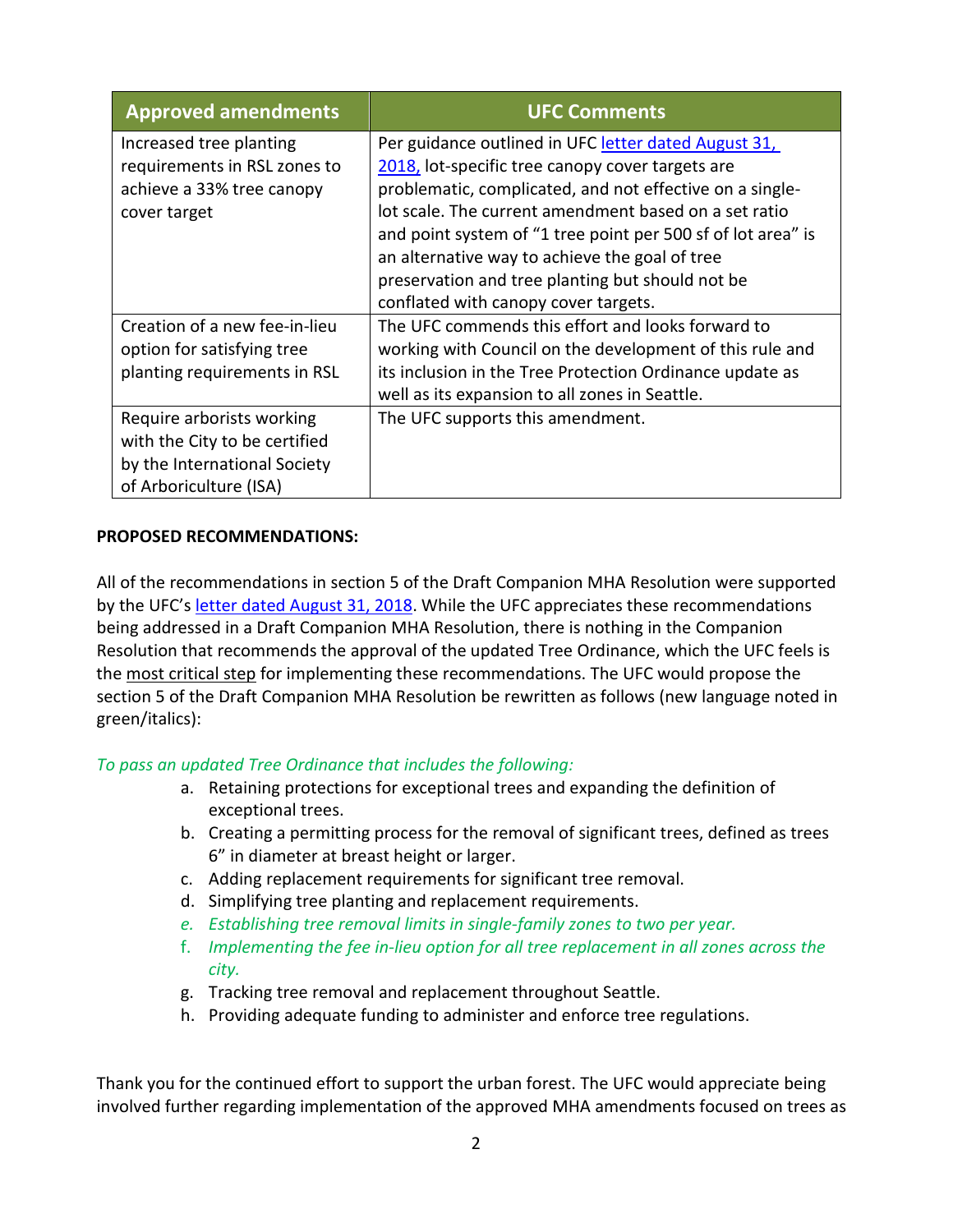| Approved amendments | UFC Comments |
| --- | --- |
| Increased tree planting requirements in RSL zones to achieve a 33% tree canopy cover target | Per guidance outlined in UFC [letter dated August 31, 2018,] lot-specific tree canopy cover targets are problematic, complicated, and not effective on a single-lot scale. The current amendment based on a set ratio and point system of "1 tree point per 500 sf of lot area" is an alternative way to achieve the goal of tree preservation and tree planting but should not be conflated with canopy cover targets. |
| Creation of a new fee-in-lieu option for satisfying tree planting requirements in RSL | The UFC commends this effort and looks forward to working with Council on the development of this rule and its inclusion in the Tree Protection Ordinance update as well as its expansion to all zones in Seattle. |
| Require arborists working with the City to be certified by the International Society of Arboriculture (ISA) | The UFC supports this amendment. |

**PROPOSED RECOMMENDATIONS:**

All of the recommendations in section 5 of the Draft Companion MHA Resolution were supported by the UFC's letter dated August 31, 2018. While the UFC appreciates these recommendations being addressed in a Draft Companion MHA Resolution, there is nothing in the Companion Resolution that recommends the approval of the updated Tree Ordinance, which the UFC feels is the most critical step for implementing these recommendations. The UFC would propose the section 5 of the Draft Companion MHA Resolution be rewritten as follows (new language noted in green/italics):

*To pass an updated Tree Ordinance that includes the following:*

a. Retaining protections for exceptional trees and expanding the definition of exceptional trees.
b. Creating a permitting process for the removal of significant trees, defined as trees 6" in diameter at breast height or larger.
c. Adding replacement requirements for significant tree removal.
d. Simplifying tree planting and replacement requirements.
e. *Establishing tree removal limits in single-family zones to two per year.*
f. *Implementing the fee in-lieu option for all tree replacement in all zones across the city.*
g. Tracking tree removal and replacement throughout Seattle.
h. Providing adequate funding to administer and enforce tree regulations.

Thank you for the continued effort to support the urban forest. The UFC would appreciate being involved further regarding implementation of the approved MHA amendments focused on trees as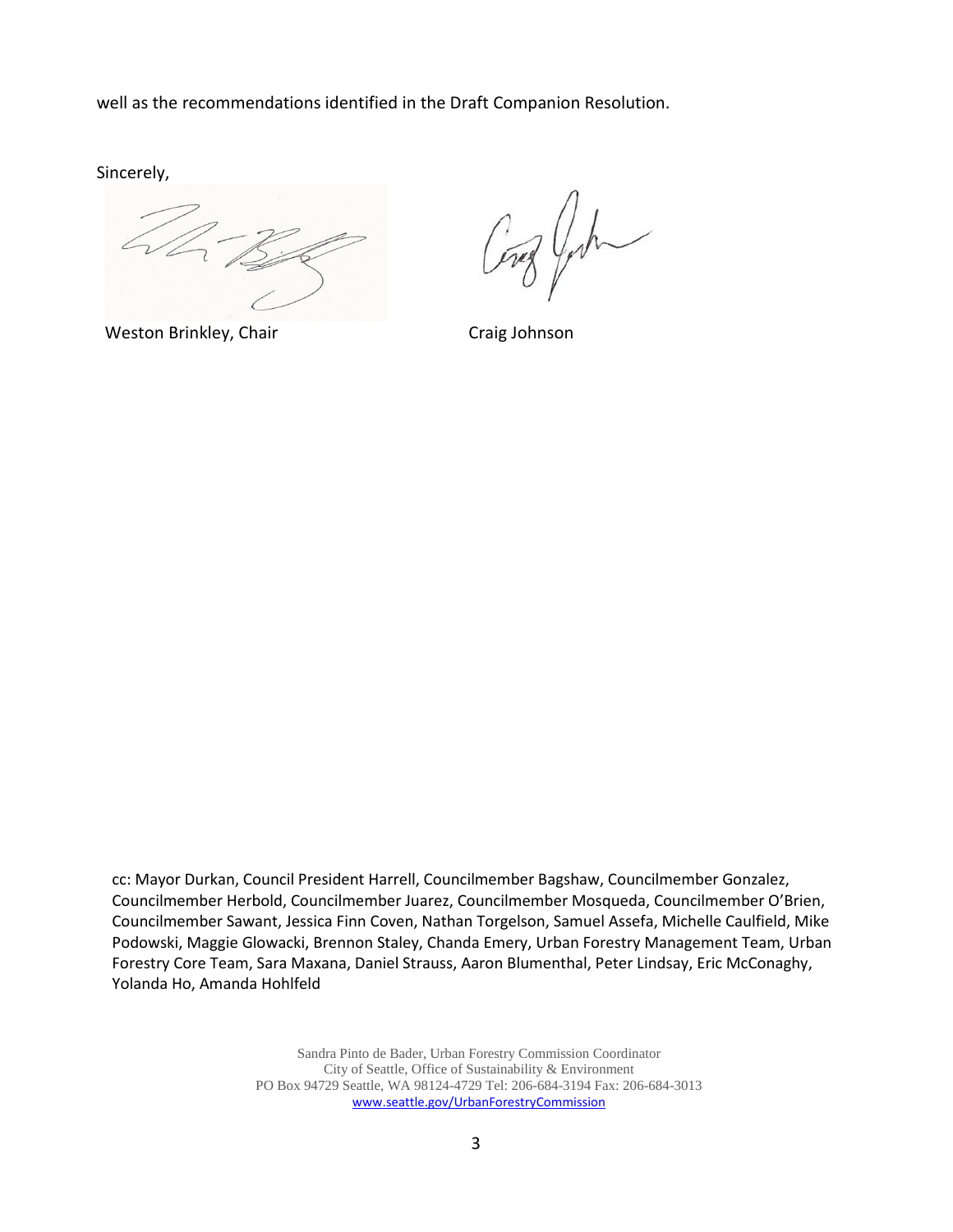well as the recommendations identified in the Draft Companion Resolution.

Sincerely,

Weston Brinkley, Chair

Craig Johnson

cc: Mayor Durkan, Council President Harrell, Councilmember Bagshaw, Councilmember Gonzalez, Councilmember Herbold, Councilmember Juarez, Councilmember Mosqueda, Councilmember O'Brien, Councilmember Sawant, Jessica Finn Coven, Nathan Torgelson, Samuel Assefa, Michelle Caulfield, Mike Podowski, Maggie Glowacki, Brennon Staley, Chanda Emery, Urban Forestry Management Team, Urban Forestry Core Team, Sara Maxana, Daniel Strauss, Aaron Blumenthal, Peter Lindsay, Eric McConaghy, Yolanda Ho, Amanda Hohlfeld

Sandra Pinto de Bader, Urban Forestry Commission Coordinator
City of Seattle, Office of Sustainability & Environment
PO Box 94729 Seattle, WA 98124-4729 Tel: 206-684-3194 Fax: 206-684-3013
www.seattle.gov/UrbanForestryCommission